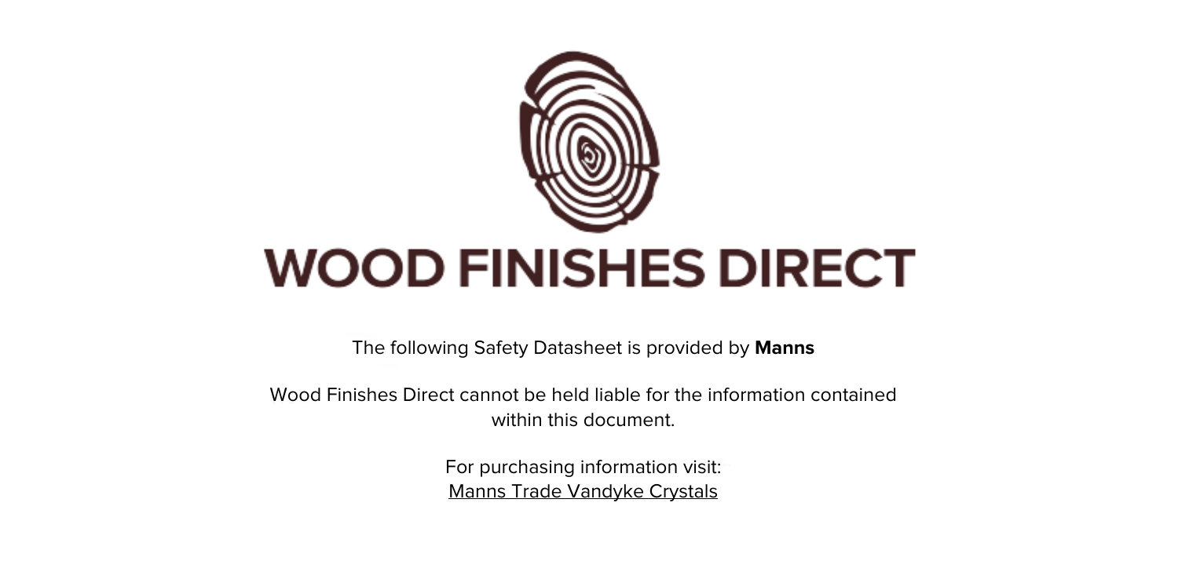# WOOD FINISHES DIRECT

The following Safety Datasheet is provided by **Manns**

Wood Finishes Direct cannot be held liable for the information contained within this document.

For purchasing information visit:
Manns Trade Vandyke Crystals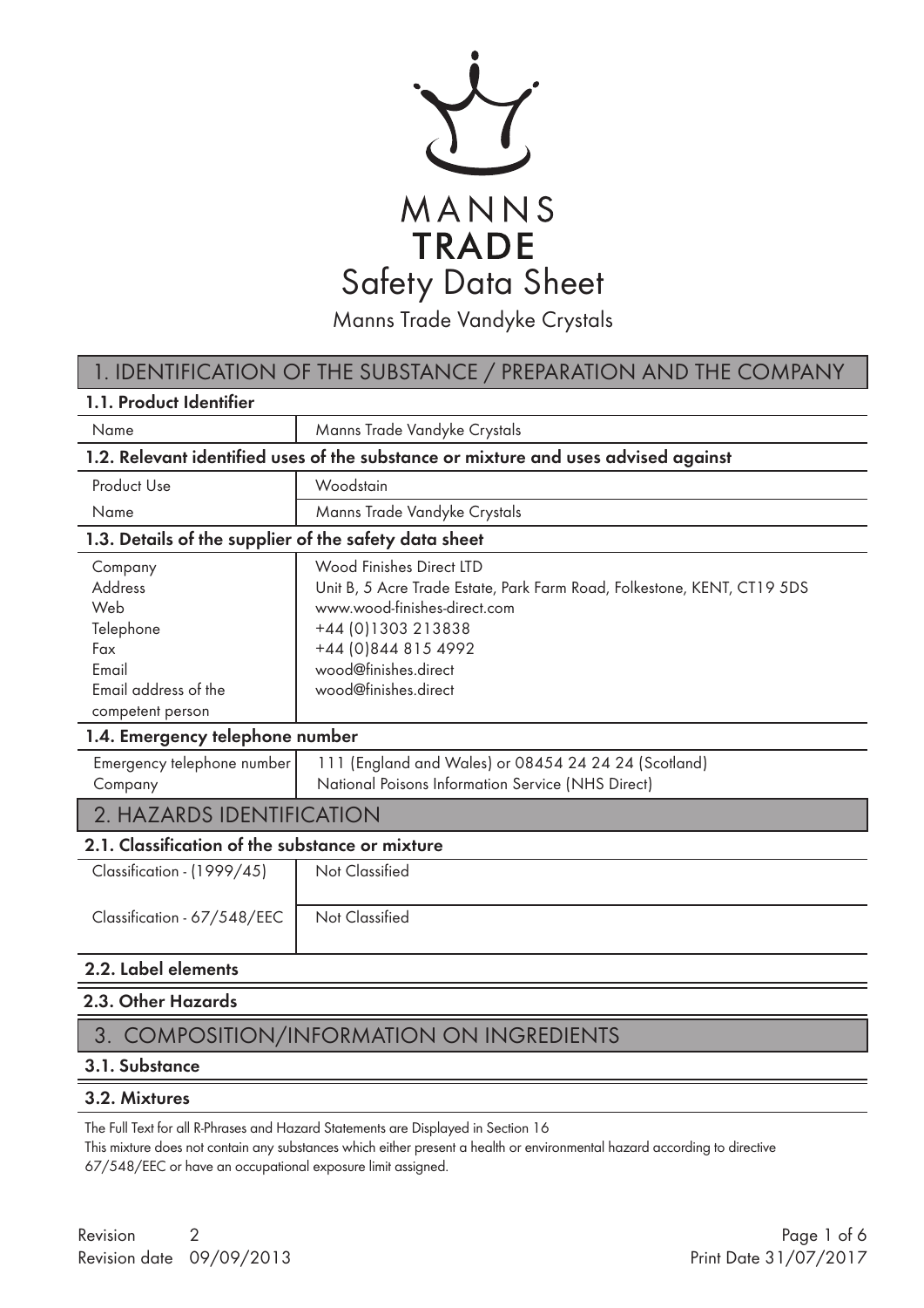MANNS
**TRADE**

# Safety Data Sheet

Manns Trade Vandyke Crystals

## 1. IDENTIFICATION OF THE SUBSTANCE / PREPARATION AND THE COMPANY

### 1.1. Product Identifier

| | |
|---|---|
| Name | Manns Trade Vandyke Crystals |

### 1.2. Relevant identified uses of the substance or mixture and uses advised against

| | |
|---|---|
| Product Use | Woodstain |
| Name | Manns Trade Vandyke Crystals |

### 1.3. Details of the supplier of the safety data sheet

| | |
|---|---|
| Company | Wood Finishes Direct LTD |
| Address | Unit B, 5 Acre Trade Estate, Park Farm Road, Folkestone, KENT, CT19 5DS |
| Web | www.wood-finishes-direct.com |
| Telephone | +44 (0)1303 213838 |
| Fax | +44 (0)844 815 4992 |
| Email | wood@finishes.direct |
| Email address of the competent person | wood@finishes.direct |

### 1.4. Emergency telephone number

| | |
|---|---|
| Emergency telephone number | 111 (England and Wales) or 08454 24 24 24 (Scotland) |
| Company | National Poisons Information Service (NHS Direct) |

## 2. HAZARDS IDENTIFICATION

### 2.1. Classification of the substance or mixture

| | |
|---|---|
| Classification - (1999/45) | Not Classified |
| Classification - 67/548/EEC | Not Classified |

### 2.2. Label elements

### 2.3. Other Hazards

## 3. COMPOSITION/INFORMATION ON INGREDIENTS

### 3.1. Substance

### 3.2. Mixtures

The Full Text for all R-Phrases and Hazard Statements are Displayed in Section 16

This mixture does not contain any substances which either present a health or environmental hazard according to directive 67/548/EEC or have an occupational exposure limit assigned.

Revision 2
Revision date 09/09/2013

Print Date 31/07/2017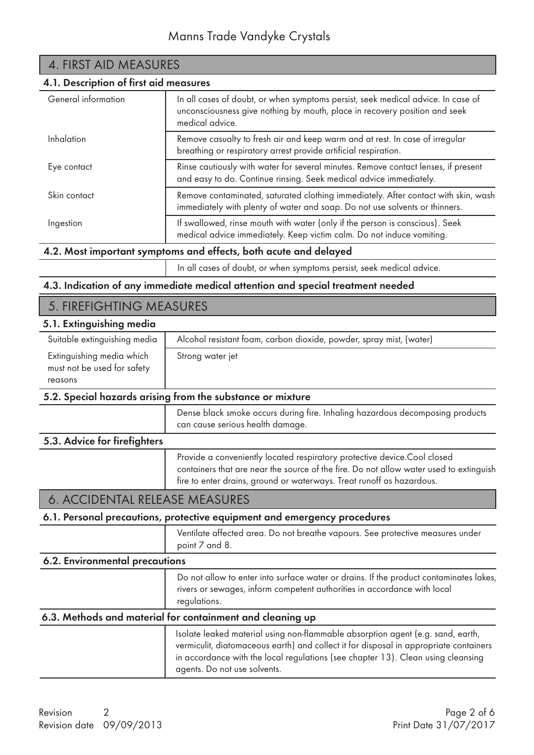## 4. FIRST AID MEASURES

### 4.1. Description of first aid measures

| | |
|---|---|
| General information | In all cases of doubt, or when symptoms persist, seek medical advice. In case of unconsciousness give nothing by mouth, place in recovery position and seek medical advice. |
| Inhalation | Remove casualty to fresh air and keep warm and at rest. In case of irregular breathing or respiratory arrest provide artificial respiration. |
| Eye contact | Rinse cautiously with water for several minutes. Remove contact lenses, if present and easy to do. Continue rinsing. Seek medical advice immediately. |
| Skin contact | Remove contaminated, saturated clothing immediately. After contact with skin, wash immediately with plenty of water and soap. Do not use solvents or thinners. |
| Ingestion | If swallowed, rinse mouth with water (only if the person is conscious). Seek medical advice immediately. Keep victim calm. Do not induce vomiting. |

### 4.2. Most important symptoms and effects, both acute and delayed

In all cases of doubt, or when symptoms persist, seek medical advice.

### 4.3. Indication of any immediate medical attention and special treatment needed

## 5. FIREFIGHTING MEASURES

### 5.1. Extinguishing media

| | |
|---|---|
| Suitable extinguishing media | Alcohol resistant foam, carbon dioxide, powder, spray mist, (water) |
| Extinguishing media which must not be used for safety reasons | Strong water jet |

### 5.2. Special hazards arising from the substance or mixture

Dense black smoke occurs during fire. Inhaling hazardous decomposing products can cause serious health damage.

### 5.3. Advice for firefighters

Provide a conveniently located respiratory protective device.Cool closed containers that are near the source of the fire. Do not allow water used to extinguish fire to enter drains, ground or waterways. Treat runoff as hazardous.

## 6. ACCIDENTAL RELEASE MEASURES

### 6.1. Personal precautions, protective equipment and emergency procedures

Ventilate affected area. Do not breathe vapours. See protective measures under point 7 and 8.

### 6.2. Environmental precautions

Do not allow to enter into surface water or drains. If the product contaminates lakes, rivers or sewages, inform competent authorities in accordance with local regulations.

### 6.3. Methods and material for containment and cleaning up

Isolate leaked material using non-flammable absorption agent (e.g. sand, earth, vermiculit, diatomaceous earth) and collect it for disposal in appropriate containers in accordance with the local regulations (see chapter 13). Clean using cleansing agents. Do not use solvents.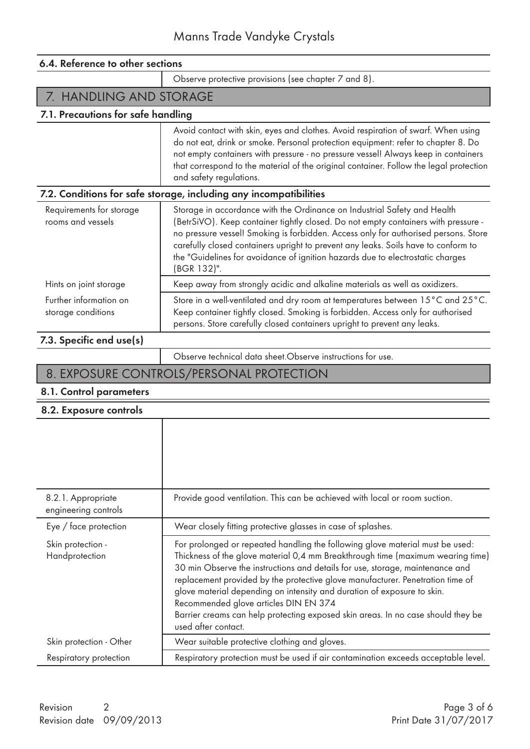### 6.4. Reference to other sections

Observe protective provisions (see chapter 7 and 8).

## 7. HANDLING AND STORAGE

### 7.1. Precautions for safe handling

Avoid contact with skin, eyes and clothes. Avoid respiration of swarf. When using do not eat, drink or smoke. Personal protection equipment: refer to chapter 8. Do not empty containers with pressure - no pressure vessel! Always keep in containers that correspond to the material of the original container. Follow the legal protection and safety regulations.

### 7.2. Conditions for safe storage, including any incompatibilities

| | |
|---|---|
| Requirements for storage rooms and vessels | Storage in accordance with the Ordinance on Industrial Safety and Health (BetrSiVO). Keep container tightly closed. Do not empty containers with pressure - no pressure vessel! Smoking is forbidden. Access only for authorised persons. Store carefully closed containers upright to prevent any leaks. Soils have to conform to the "Guidelines for avoidance of ignition hazards due to electrostatic charges (BGR 132)". |
| Hints on joint storage | Keep away from strongly acidic and alkaline materials as well as oxidizers. |
| Further information on storage conditions | Store in a well-ventilated and dry room at temperatures between 15°C and 25°C. Keep container tightly closed. Smoking is forbidden. Access only for authorised persons. Store carefully closed containers upright to prevent any leaks. |

### 7.3. Specific end use(s)

Observe technical data sheet.Observe instructions for use.

## 8. EXPOSURE CONTROLS/PERSONAL PROTECTION

### 8.1. Control parameters

### 8.2. Exposure controls

| | |
|---|---|
| 8.2.1. Appropriate engineering controls | Provide good ventilation. This can be achieved with local or room suction. |
| Eye / face protection | Wear closely fitting protective glasses in case of splashes. |
| Skin protection - Handprotection | For prolonged or repeated handling the following glove material must be used: Thickness of the glove material 0,4 mm Breakthrough time (maximum wearing time) 30 min Observe the instructions and details for use, storage, maintenance and replacement provided by the protective glove manufacturer. Penetration time of glove material depending on intensity and duration of exposure to skin. Recommended glove articles DIN EN 374<br>Barrier creams can help protecting exposed skin areas. In no case should they be used after contact. |
| Skin protection - Other | Wear suitable protective clothing and gloves. |
| Respiratory protection | Respiratory protection must be used if air contamination exceeds acceptable level. |

Revision 2
Revision date 09/09/2013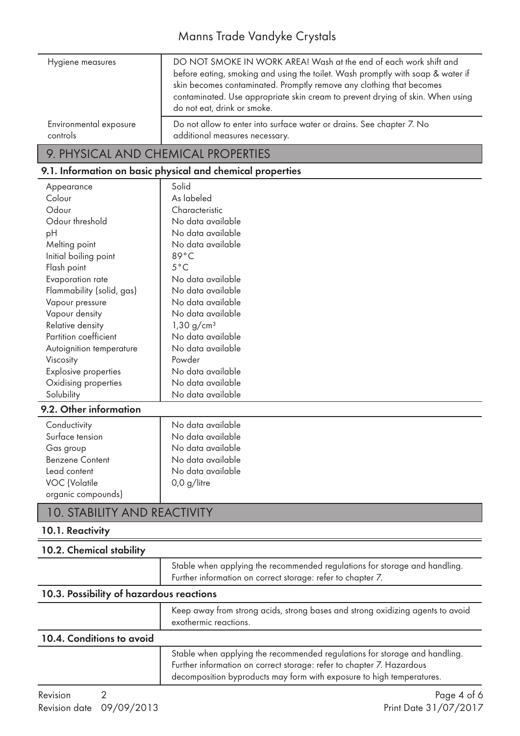| | |
|---|---|
| Hygiene measures | DO NOT SMOKE IN WORK AREA! Wash at the end of each work shift and before eating, smoking and using the toilet. Wash promptly with soap & water if skin becomes contaminated. Promptly remove any clothing that becomes contaminated. Use appropriate skin cream to prevent drying of skin. When using do not eat, drink or smoke. |
| Environmental exposure controls | Do not allow to enter into surface water or drains. See chapter 7. No additional measures necessary. |

## 9. PHYSICAL AND CHEMICAL PROPERTIES

### 9.1. Information on basic physical and chemical properties

| | |
|---|---|
| Appearance | Solid |
| Colour | As labeled |
| Odour | Characteristic |
| Odour threshold | No data available |
| pH | No data available |
| Melting point | No data available |
| Initial boiling point | 89°C |
| Flash point | 5°C |
| Evaporation rate | No data available |
| Flammability (solid, gas) | No data available |
| Vapour pressure | No data available |
| Vapour density | No data available |
| Relative density | 1,30 g/cm$^3$ |
| Partition coefficient | No data available |
| Autoignition temperature | No data available |
| Viscosity | Powder |
| Explosive properties | No data available |
| Oxidising properties | No data available |
| Solubility | No data available |

### 9.2. Other information

| | |
|---|---|
| Conductivity | No data available |
| Surface tension | No data available |
| Gas group | No data available |
| Benzene Content | No data available |
| Lead content | No data available |
| VOC (Volatile organic compounds) | 0,0 g/litre |

## 10. STABILITY AND REACTIVITY

### 10.1. Reactivity

### 10.2. Chemical stability

Stable when applying the recommended regulations for storage and handling. Further information on correct storage: refer to chapter 7.

### 10.3. Possibility of hazardous reactions

Keep away from strong acids, strong bases and strong oxidizing agents to avoid exothermic reactions.

### 10.4. Conditions to avoid

Stable when applying the recommended regulations for storage and handling. Further information on correct storage: refer to chapter 7. Hazardous decomposition byproducts may form with exposure to high temperatures.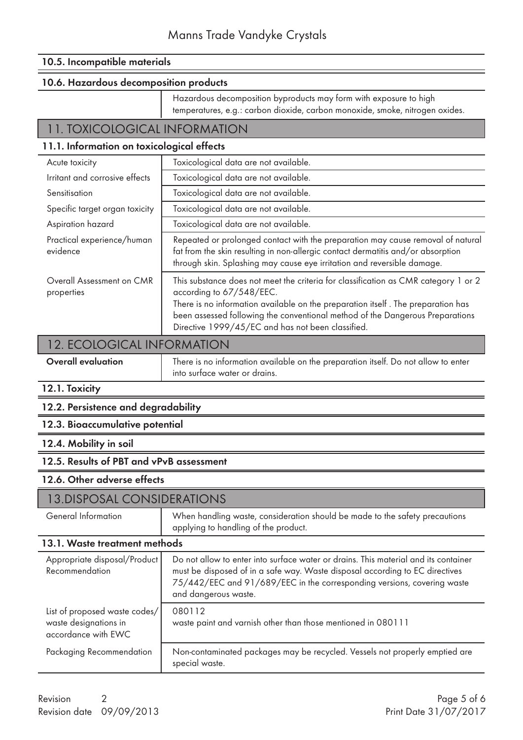### 10.5. Incompatible materials

### 10.6. Hazardous decomposition products

| | |
|---|---|
| | Hazardous decomposition byproducts may form with exposure to high temperatures, e.g.: carbon dioxide, carbon monoxide, smoke, nitrogen oxides. |

## 11. TOXICOLOGICAL INFORMATION

### 11.1. Information on toxicological effects

| | |
|---|---|
| Acute toxicity | Toxicological data are not available. |
| Irritant and corrosive effects | Toxicological data are not available. |
| Sensitisation | Toxicological data are not available. |
| Specific target organ toxicity | Toxicological data are not available. |
| Aspiration hazard | Toxicological data are not available. |
| Practical experience/human evidence | Repeated or prolonged contact with the preparation may cause removal of natural fat from the skin resulting in non-allergic contact dermatitis and/or absorption through skin. Splashing may cause eye irritation and reversible damage. |
| Overall Assessment on CMR properties | This substance does not meet the criteria for classification as CMR category 1 or 2 according to 67/548/EEC.<br>There is no information available on the preparation itself . The preparation has been assessed following the conventional method of the Dangerous Preparations Directive 1999/45/EC and has not been classified. |

## 12. ECOLOGICAL INFORMATION

| | |
|---|---|
| **Overall evaluation** | There is no information available on the preparation itself. Do not allow to enter into surface water or drains. |

### 12.1. Toxicity

### 12.2. Persistence and degradability

### 12.3. Bioaccumulative potential

### 12.4. Mobility in soil

### 12.5. Results of PBT and vPvB assessment

### 12.6. Other adverse effects

## 13.DISPOSAL CONSIDERATIONS

| | |
|---|---|
| General Information | When handling waste, consideration should be made to the safety precautions applying to handling of the product. |

### 13.1. Waste treatment methods

| | |
|---|---|
| Appropriate disposal/Product Recommendation | Do not allow to enter into surface water or drains. This material and its container must be disposed of in a safe way. Waste disposal according to EC directives 75/442/EEC and 91/689/EEC in the corresponding versions, covering waste and dangerous waste. |
| List of proposed waste codes/ waste designations in accordance with EWC | 080112<br>waste paint and varnish other than those mentioned in 080111 |
| Packaging Recommendation | Non-contaminated packages may be recycled. Vessels not properly emptied are special waste. |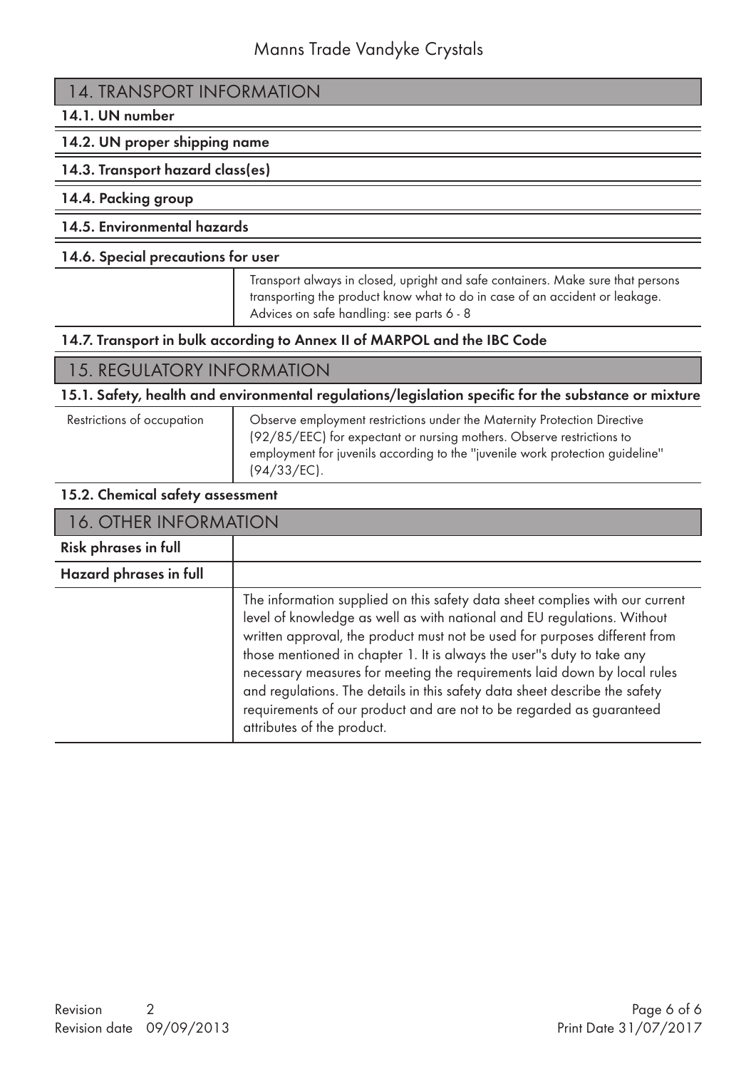## 14. TRANSPORT INFORMATION

### 14.1. UN number

### 14.2. UN proper shipping name

### 14.3. Transport hazard class(es)

### 14.4. Packing group

### 14.5. Environmental hazards

### 14.6. Special precautions for user

| | |
|---|---|
| | Transport always in closed, upright and safe containers. Make sure that persons transporting the product know what to do in case of an accident or leakage. Advices on safe handling: see parts 6 - 8 |

### 14.7. Transport in bulk according to Annex II of MARPOL and the IBC Code

## 15. REGULATORY INFORMATION

### 15.1. Safety, health and environmental regulations/legislation specific for the substance or mixture

| | |
|---|---|
| Restrictions of occupation | Observe employment restrictions under the Maternity Protection Directive (92/85/EEC) for expectant or nursing mothers. Observe restrictions to employment for juvenils according to the "juvenile work protection guideline" (94/33/EC). |

### 15.2. Chemical safety assessment

## 16. OTHER INFORMATION

| | |
|---|---|
| **Risk phrases in full** | |
| **Hazard phrases in full** | |
| | The information supplied on this safety data sheet complies with our current level of knowledge as well as with national and EU regulations. Without written approval, the product must not be used for purposes different from those mentioned in chapter 1. It is always the user"s duty to take any necessary measures for meeting the requirements laid down by local rules and regulations. The details in this safety data sheet describe the safety requirements of our product and are not to be regarded as guaranteed attributes of the product. |

Revision 2
Revision date 09/09/2013
Print Date 31/07/2017